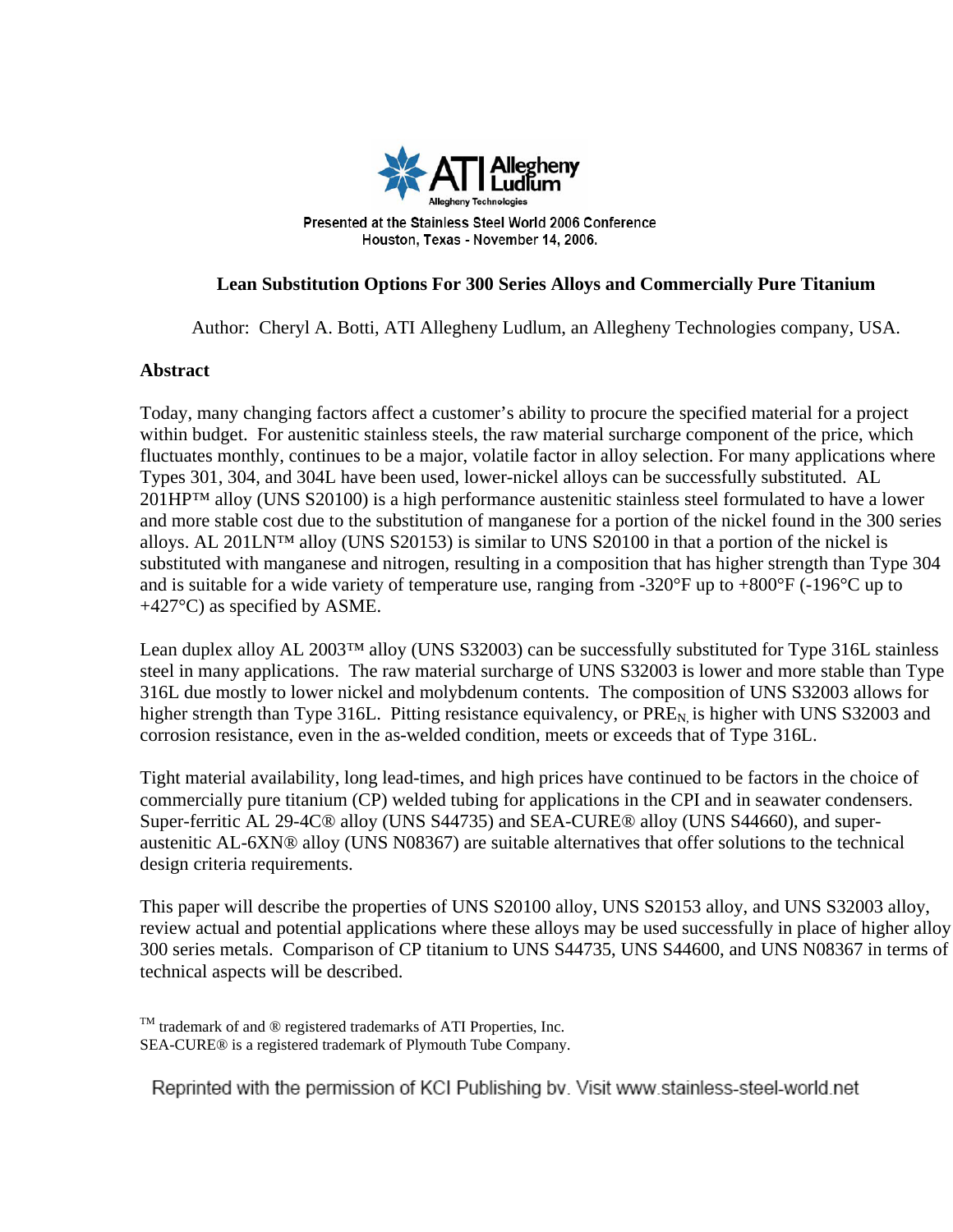Presented at the Stainless Steel World 2006 Conference
Houston, Texas - November 14, 2006.

# Lean Substitution Options For 300 Series Alloys and Commercially Pure Titanium

Author: Cheryl A. Botti, ATI Allegheny Ludlum, an Allegheny Technologies company, USA.

## Abstract

Today, many changing factors affect a customer's ability to procure the specified material for a project within budget. For austenitic stainless steels, the raw material surcharge component of the price, which fluctuates monthly, continues to be a major, volatile factor in alloy selection. For many applications where Types 301, 304, and 304L have been used, lower-nickel alloys can be successfully substituted. AL 201HP™ alloy (UNS S20100) is a high performance austenitic stainless steel formulated to have a lower and more stable cost due to the substitution of manganese for a portion of the nickel found in the 300 series alloys. AL 201LN™ alloy (UNS S20153) is similar to UNS S20100 in that a portion of the nickel is substituted with manganese and nitrogen, resulting in a composition that has higher strength than Type 304 and is suitable for a wide variety of temperature use, ranging from -320°F up to +800°F (-196°C up to +427°C) as specified by ASME.

Lean duplex alloy AL 2003™ alloy (UNS S32003) can be successfully substituted for Type 316L stainless steel in many applications. The raw material surcharge of UNS S32003 is lower and more stable than Type 316L due mostly to lower nickel and molybdenum contents. The composition of UNS S32003 allows for higher strength than Type 316L. Pitting resistance equivalency, or $PRE_N$ is higher with UNS S32003 and corrosion resistance, even in the as-welded condition, meets or exceeds that of Type 316L.

Tight material availability, long lead-times, and high prices have continued to be factors in the choice of commercially pure titanium (CP) welded tubing for applications in the CPI and in seawater condensers. Super-ferritic AL 29-4C® alloy (UNS S44735) and SEA-CURE® alloy (UNS S44660), and super-austenitic AL-6XN® alloy (UNS N08367) are suitable alternatives that offer solutions to the technical design criteria requirements.

This paper will describe the properties of UNS S20100 alloy, UNS S20153 alloy, and UNS S32003 alloy, review actual and potential applications where these alloys may be used successfully in place of higher alloy 300 series metals. Comparison of CP titanium to UNS S44735, UNS S44600, and UNS N08367 in terms of technical aspects will be described.

™ trademark of and ® registered trademarks of ATI Properties, Inc.
SEA-CURE® is a registered trademark of Plymouth Tube Company.

Reprinted with the permission of KCI Publishing bv. Visit www.stainless-steel-world.net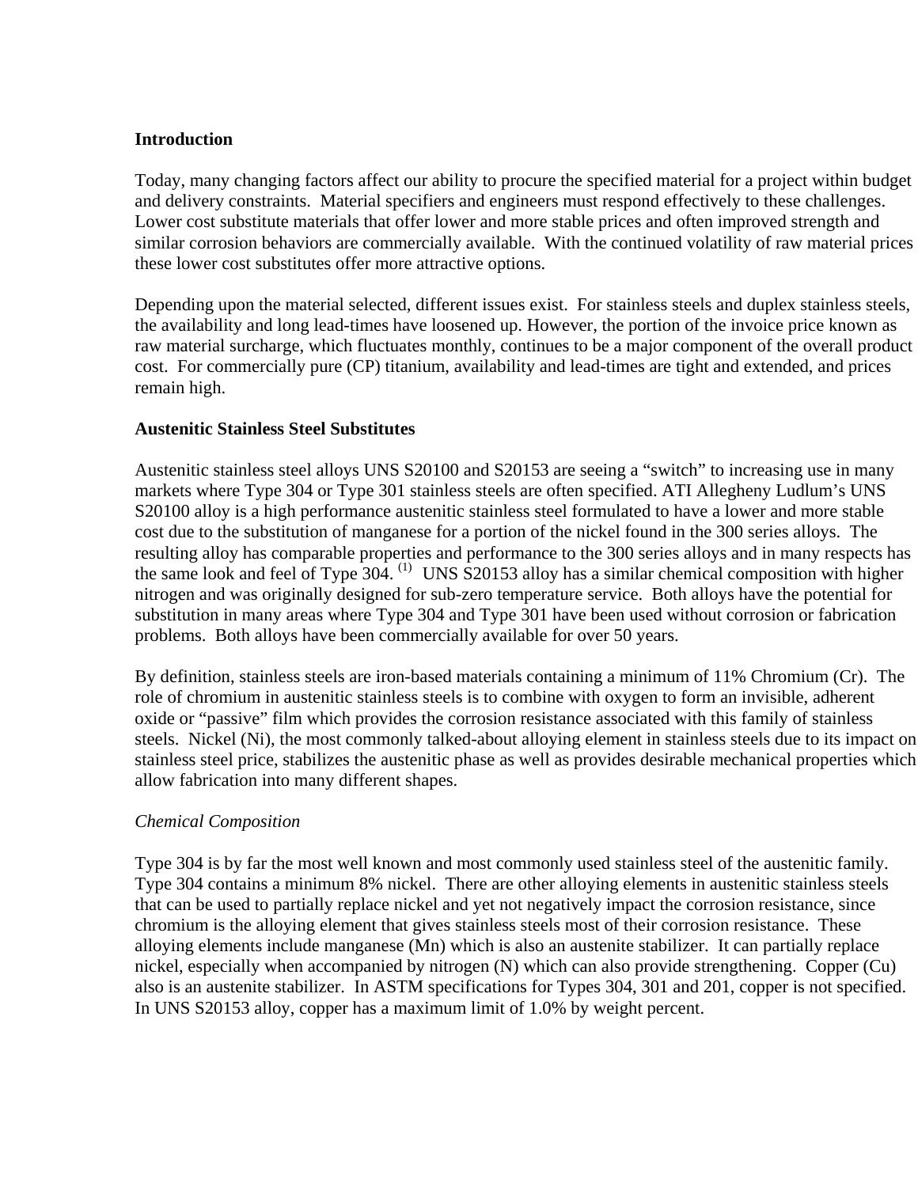## Introduction

Today, many changing factors affect our ability to procure the specified material for a project within budget and delivery constraints. Material specifiers and engineers must respond effectively to these challenges. Lower cost substitute materials that offer lower and more stable prices and often improved strength and similar corrosion behaviors are commercially available. With the continued volatility of raw material prices these lower cost substitutes offer more attractive options.

Depending upon the material selected, different issues exist. For stainless steels and duplex stainless steels, the availability and long lead-times have loosened up. However, the portion of the invoice price known as raw material surcharge, which fluctuates monthly, continues to be a major component of the overall product cost. For commercially pure (CP) titanium, availability and lead-times are tight and extended, and prices remain high.

## Austenitic Stainless Steel Substitutes

Austenitic stainless steel alloys UNS S20100 and S20153 are seeing a "switch" to increasing use in many markets where Type 304 or Type 301 stainless steels are often specified. ATI Allegheny Ludlum's UNS S20100 alloy is a high performance austenitic stainless steel formulated to have a lower and more stable cost due to the substitution of manganese for a portion of the nickel found in the 300 series alloys. The resulting alloy has comparable properties and performance to the 300 series alloys and in many respects has the same look and feel of Type 304. (1) UNS S20153 alloy has a similar chemical composition with higher nitrogen and was originally designed for sub-zero temperature service. Both alloys have the potential for substitution in many areas where Type 304 and Type 301 have been used without corrosion or fabrication problems. Both alloys have been commercially available for over 50 years.

By definition, stainless steels are iron-based materials containing a minimum of 11% Chromium (Cr). The role of chromium in austenitic stainless steels is to combine with oxygen to form an invisible, adherent oxide or "passive" film which provides the corrosion resistance associated with this family of stainless steels. Nickel (Ni), the most commonly talked-about alloying element in stainless steels due to its impact on stainless steel price, stabilizes the austenitic phase as well as provides desirable mechanical properties which allow fabrication into many different shapes.

### *Chemical Composition*

Type 304 is by far the most well known and most commonly used stainless steel of the austenitic family. Type 304 contains a minimum 8% nickel. There are other alloying elements in austenitic stainless steels that can be used to partially replace nickel and yet not negatively impact the corrosion resistance, since chromium is the alloying element that gives stainless steels most of their corrosion resistance. These alloying elements include manganese (Mn) which is also an austenite stabilizer. It can partially replace nickel, especially when accompanied by nitrogen (N) which can also provide strengthening. Copper (Cu) also is an austenite stabilizer. In ASTM specifications for Types 304, 301 and 201, copper is not specified. In UNS S20153 alloy, copper has a maximum limit of 1.0% by weight percent.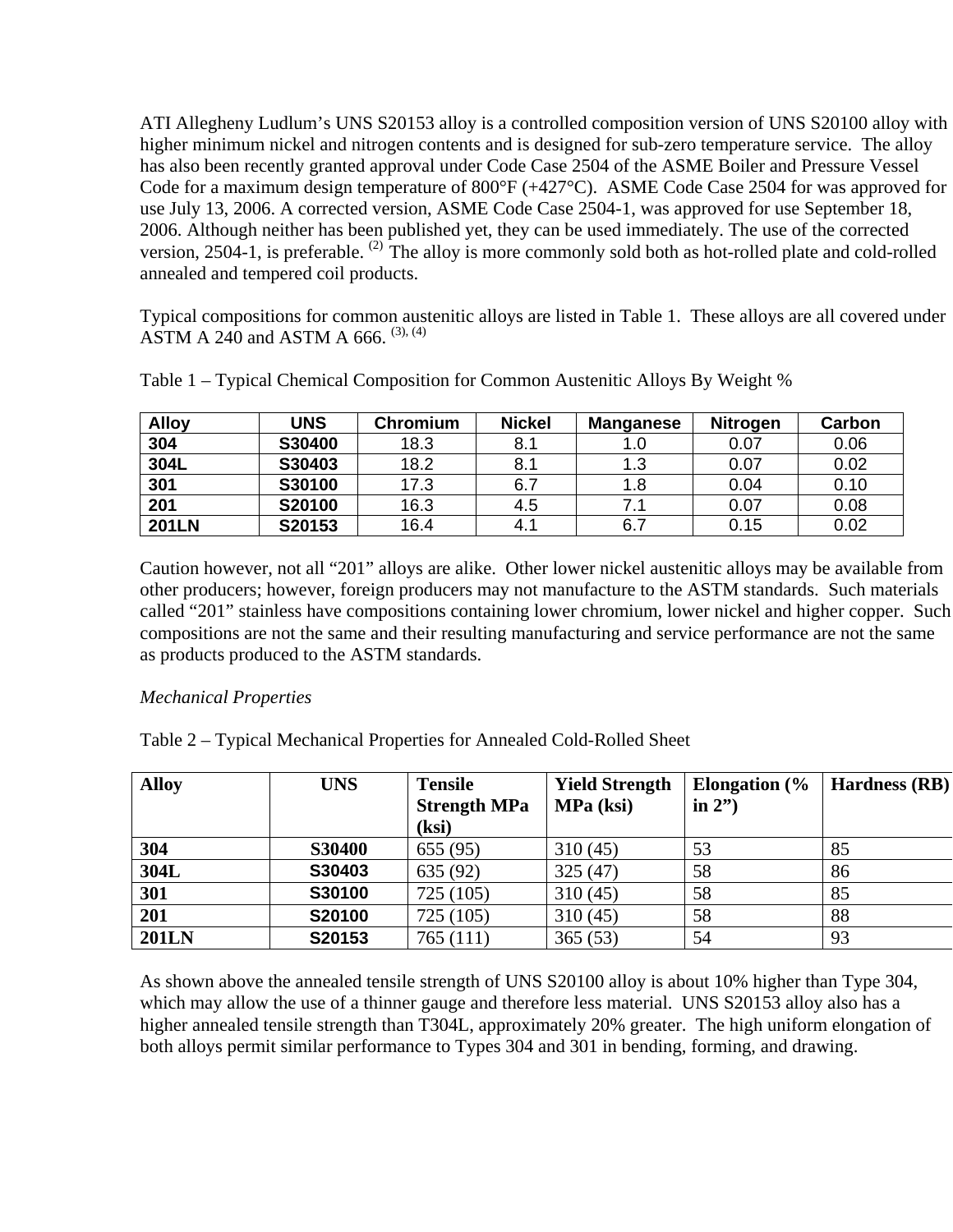ATI Allegheny Ludlum's UNS S20153 alloy is a controlled composition version of UNS S20100 alloy with higher minimum nickel and nitrogen contents and is designed for sub-zero temperature service. The alloy has also been recently granted approval under Code Case 2504 of the ASME Boiler and Pressure Vessel Code for a maximum design temperature of 800°F (+427°C). ASME Code Case 2504 for was approved for use July 13, 2006. A corrected version, ASME Code Case 2504-1, was approved for use September 18, 2006. Although neither has been published yet, they can be used immediately. The use of the corrected version, 2504-1, is preferable. [(2)] The alloy is more commonly sold both as hot-rolled plate and cold-rolled annealed and tempered coil products.

Typical compositions for common austenitic alloys are listed in Table 1. These alloys are all covered under ASTM A 240 and ASTM A 666. [(3), (4)]

Table 1 – Typical Chemical Composition for Common Austenitic Alloys By Weight %

| Alloy | UNS | Chromium | Nickel | Manganese | Nitrogen | Carbon |
|---|---|---|---|---|---|---|
| 304 | S30400 | 18.3 | 8.1 | 1.0 | 0.07 | 0.06 |
| 304L | S30403 | 18.2 | 8.1 | 1.3 | 0.07 | 0.02 |
| 301 | S30100 | 17.3 | 6.7 | 1.8 | 0.04 | 0.10 |
| 201 | S20100 | 16.3 | 4.5 | 7.1 | 0.07 | 0.08 |
| 201LN | S20153 | 16.4 | 4.1 | 6.7 | 0.15 | 0.02 |

Caution however, not all "201" alloys are alike. Other lower nickel austenitic alloys may be available from other producers; however, foreign producers may not manufacture to the ASTM standards. Such materials called "201" stainless have compositions containing lower chromium, lower nickel and higher copper. Such compositions are not the same and their resulting manufacturing and service performance are not the same as products produced to the ASTM standards.

*Mechanical Properties*

Table 2 – Typical Mechanical Properties for Annealed Cold-Rolled Sheet

| Alloy | UNS | Tensile Strength MPa (ksi) | Yield Strength MPa (ksi) | Elongation (% in 2") | Hardness (RB) |
|---|---|---|---|---|---|
| 304 | S30400 | 655 (95) | 310 (45) | 53 | 85 |
| 304L | S30403 | 635 (92) | 325 (47) | 58 | 86 |
| 301 | S30100 | 725 (105) | 310 (45) | 58 | 85 |
| 201 | S20100 | 725 (105) | 310 (45) | 58 | 88 |
| 201LN | S20153 | 765 (111) | 365 (53) | 54 | 93 |

As shown above the annealed tensile strength of UNS S20100 alloy is about 10% higher than Type 304, which may allow the use of a thinner gauge and therefore less material. UNS S20153 alloy also has a higher annealed tensile strength than T304L, approximately 20% greater. The high uniform elongation of both alloys permit similar performance to Types 304 and 301 in bending, forming, and drawing.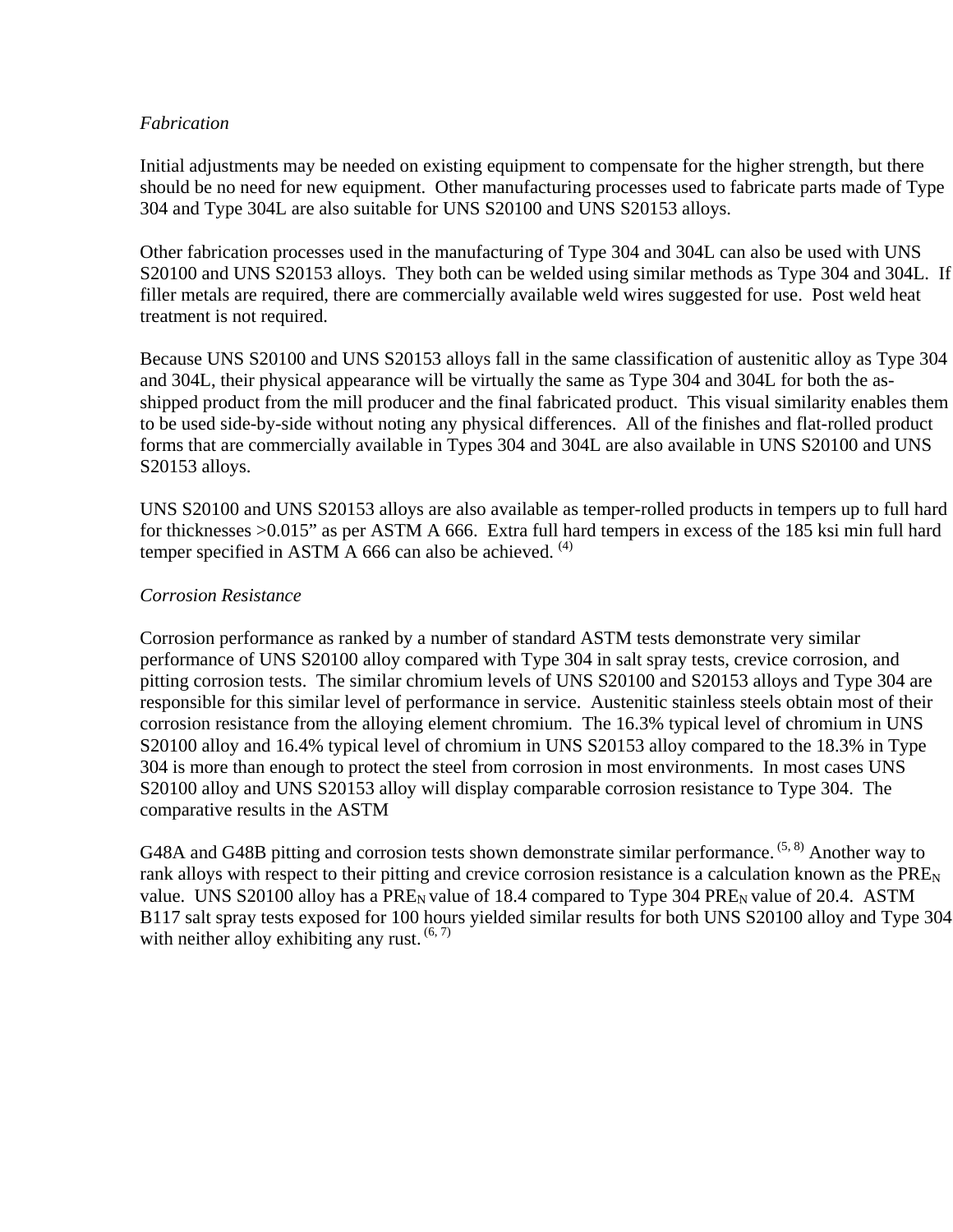*Fabrication*

Initial adjustments may be needed on existing equipment to compensate for the higher strength, but there should be no need for new equipment. Other manufacturing processes used to fabricate parts made of Type 304 and Type 304L are also suitable for UNS S20100 and UNS S20153 alloys.

Other fabrication processes used in the manufacturing of Type 304 and 304L can also be used with UNS S20100 and UNS S20153 alloys. They both can be welded using similar methods as Type 304 and 304L. If filler metals are required, there are commercially available weld wires suggested for use. Post weld heat treatment is not required.

Because UNS S20100 and UNS S20153 alloys fall in the same classification of austenitic alloy as Type 304 and 304L, their physical appearance will be virtually the same as Type 304 and 304L for both the as-shipped product from the mill producer and the final fabricated product. This visual similarity enables them to be used side-by-side without noting any physical differences. All of the finishes and flat-rolled product forms that are commercially available in Types 304 and 304L are also available in UNS S20100 and UNS S20153 alloys.

UNS S20100 and UNS S20153 alloys are also available as temper-rolled products in tempers up to full hard for thicknesses >0.015" as per ASTM A 666. Extra full hard tempers in excess of the 185 ksi min full hard temper specified in ASTM A 666 can also be achieved. [4]

*Corrosion Resistance*

Corrosion performance as ranked by a number of standard ASTM tests demonstrate very similar performance of UNS S20100 alloy compared with Type 304 in salt spray tests, crevice corrosion, and pitting corrosion tests. The similar chromium levels of UNS S20100 and S20153 alloys and Type 304 are responsible for this similar level of performance in service. Austenitic stainless steels obtain most of their corrosion resistance from the alloying element chromium. The 16.3% typical level of chromium in UNS S20100 alloy and 16.4% typical level of chromium in UNS S20153 alloy compared to the 18.3% in Type 304 is more than enough to protect the steel from corrosion in most environments. In most cases UNS S20100 alloy and UNS S20153 alloy will display comparable corrosion resistance to Type 304. The comparative results in the ASTM

G48A and G48B pitting and corrosion tests shown demonstrate similar performance. [5, 8] Another way to rank alloys with respect to their pitting and crevice corrosion resistance is a calculation known as the $PRE_N$ value. UNS S20100 alloy has a $PRE_N$ value of 18.4 compared to Type 304 $PRE_N$ value of 20.4. ASTM B117 salt spray tests exposed for 100 hours yielded similar results for both UNS S20100 alloy and Type 304 with neither alloy exhibiting any rust. [6, 7]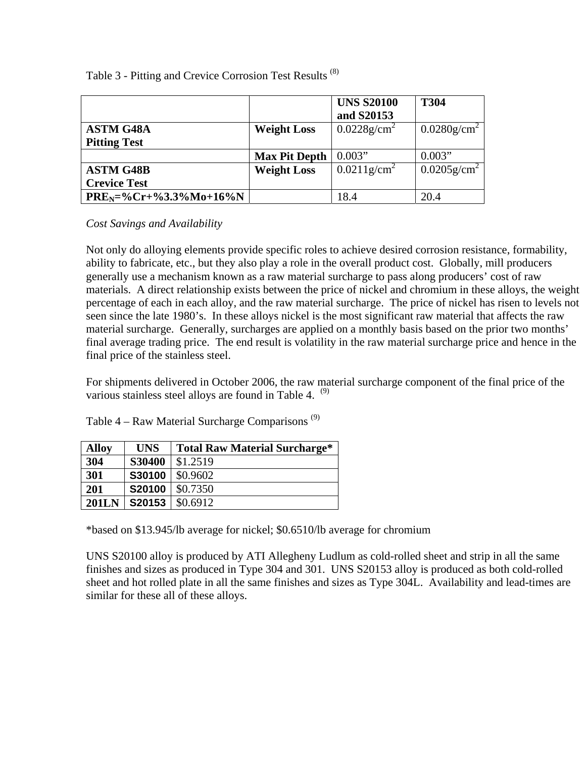Table 3 - Pitting and Crevice Corrosion Test Results [8]

| | | UNS S20100 and S20153 | T304 |
|---|---|---|---|
| **ASTM G48A Pitting Test** | **Weight Loss** | 0.0228g/cm$^2$ | 0.0280g/cm$^2$ |
| | **Max Pit Depth** | 0.003” | 0.003” |
| **ASTM G48B Crevice Test** | **Weight Loss** | 0.0211g/cm$^2$ | 0.0205g/cm$^2$ |
| **$PRE_N$=%Cr+%3.3%Mo+16%N** | | 18.4 | 20.4 |

*Cost Savings and Availability*

Not only do alloying elements provide specific roles to achieve desired corrosion resistance, formability, ability to fabricate, etc., but they also play a role in the overall product cost. Globally, mill producers generally use a mechanism known as a raw material surcharge to pass along producers’ cost of raw materials. A direct relationship exists between the price of nickel and chromium in these alloys, the weight percentage of each in each alloy, and the raw material surcharge. The price of nickel has risen to levels not seen since the late 1980’s. In these alloys nickel is the most significant raw material that affects the raw material surcharge. Generally, surcharges are applied on a monthly basis based on the prior two months’ final average trading price. The end result is volatility in the raw material surcharge price and hence in the final price of the stainless steel.

For shipments delivered in October 2006, the raw material surcharge component of the final price of the various stainless steel alloys are found in Table 4. [9]

Table 4 – Raw Material Surcharge Comparisons [9]

| Alloy | UNS | Total Raw Material Surcharge* |
|---|---|---|
| **304** | **S30400** | $1.2519 |
| **301** | **S30100** | $0.9602 |
| **201** | **S20100** | $0.7350 |
| **201LN** | **S20153** | $0.6912 |

*based on $13.945/lb average for nickel; $0.6510/lb average for chromium

UNS S20100 alloy is produced by ATI Allegheny Ludlum as cold-rolled sheet and strip in all the same finishes and sizes as produced in Type 304 and 301. UNS S20153 alloy is produced as both cold-rolled sheet and hot rolled plate in all the same finishes and sizes as Type 304L. Availability and lead-times are similar for these all of these alloys.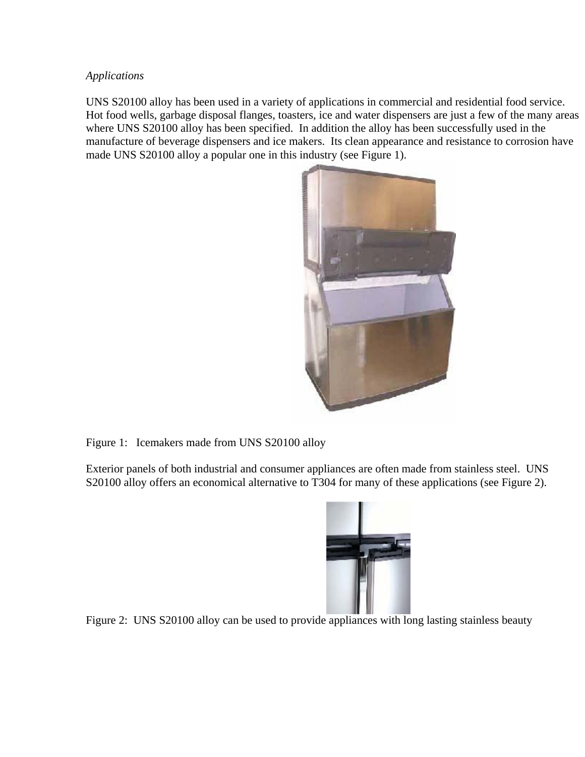*Applications*

UNS S20100 alloy has been used in a variety of applications in commercial and residential food service. Hot food wells, garbage disposal flanges, toasters, ice and water dispensers are just a few of the many areas where UNS S20100 alloy has been specified. In addition the alloy has been successfully used in the manufacture of beverage dispensers and ice makers. Its clean appearance and resistance to corrosion have made UNS S20100 alloy a popular one in this industry (see Figure 1).

Figure 1: Icemakers made from UNS S20100 alloy

Exterior panels of both industrial and consumer appliances are often made from stainless steel. UNS S20100 alloy offers an economical alternative to T304 for many of these applications (see Figure 2).

Figure 2: UNS S20100 alloy can be used to provide appliances with long lasting stainless beauty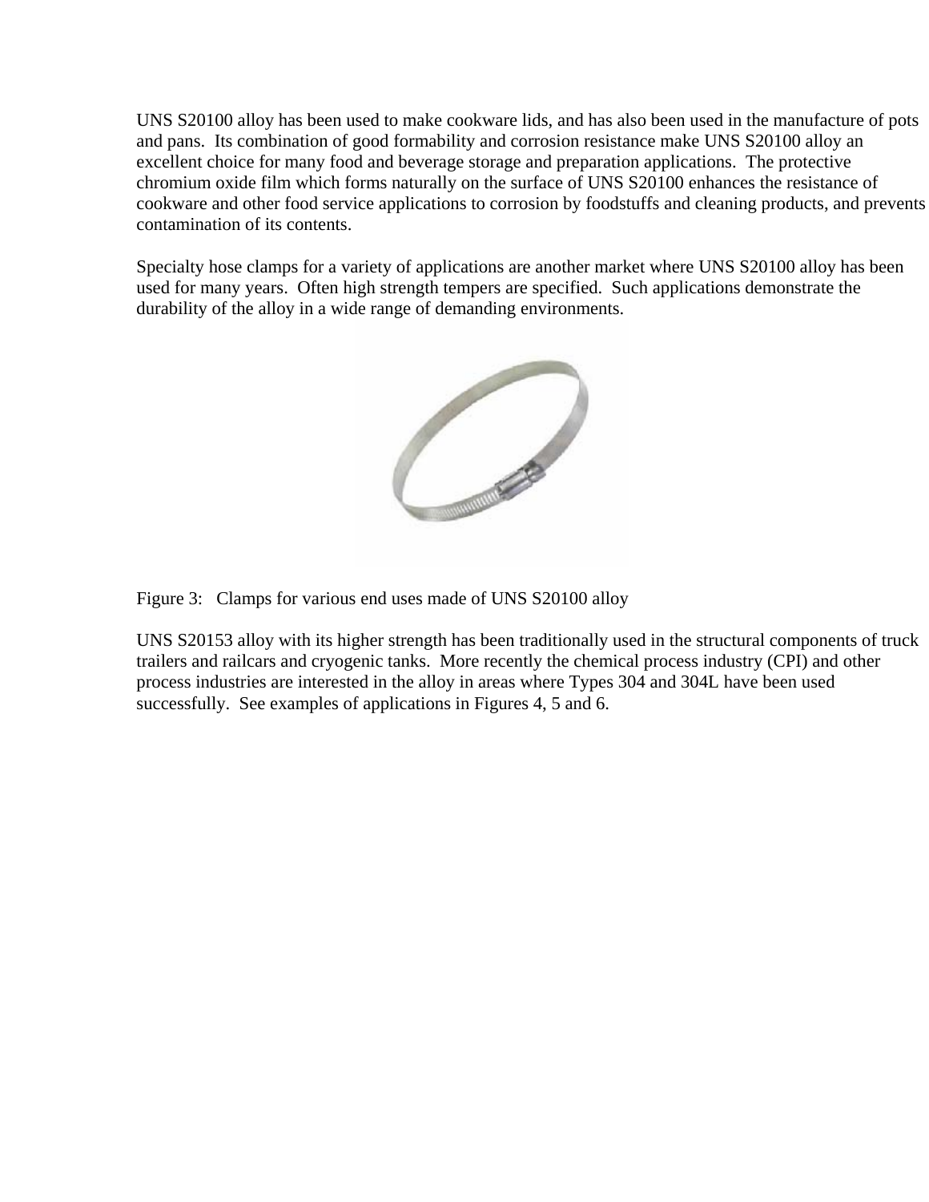UNS S20100 alloy has been used to make cookware lids, and has also been used in the manufacture of pots and pans. Its combination of good formability and corrosion resistance make UNS S20100 alloy an excellent choice for many food and beverage storage and preparation applications. The protective chromium oxide film which forms naturally on the surface of UNS S20100 enhances the resistance of cookware and other food service applications to corrosion by foodstuffs and cleaning products, and prevents contamination of its contents.

Specialty hose clamps for a variety of applications are another market where UNS S20100 alloy has been used for many years. Often high strength tempers are specified. Such applications demonstrate the durability of the alloy in a wide range of demanding environments.

Figure 3: Clamps for various end uses made of UNS S20100 alloy

UNS S20153 alloy with its higher strength has been traditionally used in the structural components of truck trailers and railcars and cryogenic tanks. More recently the chemical process industry (CPI) and other process industries are interested in the alloy in areas where Types 304 and 304L have been used successfully. See examples of applications in Figures 4, 5 and 6.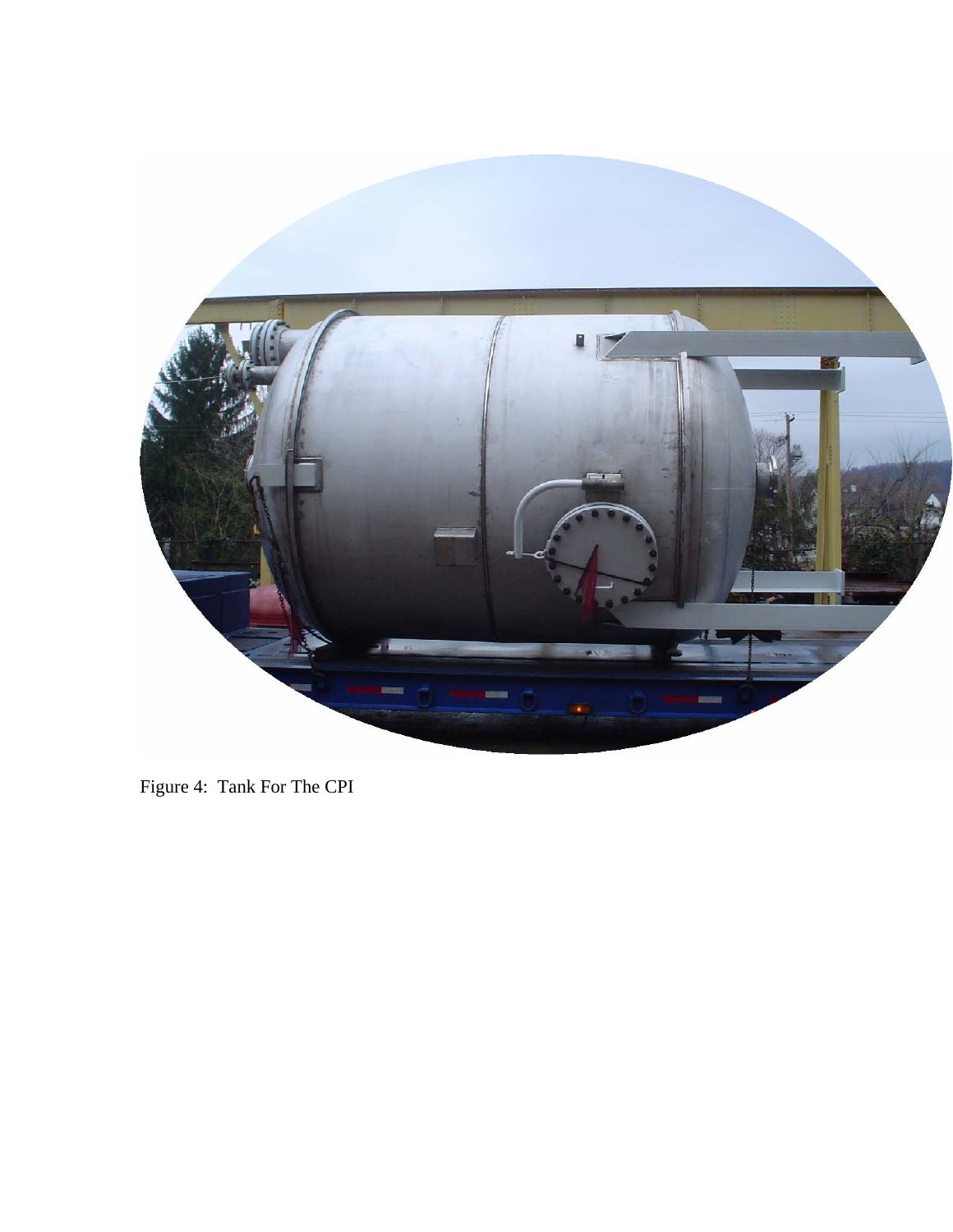Figure 4: Tank For The CPI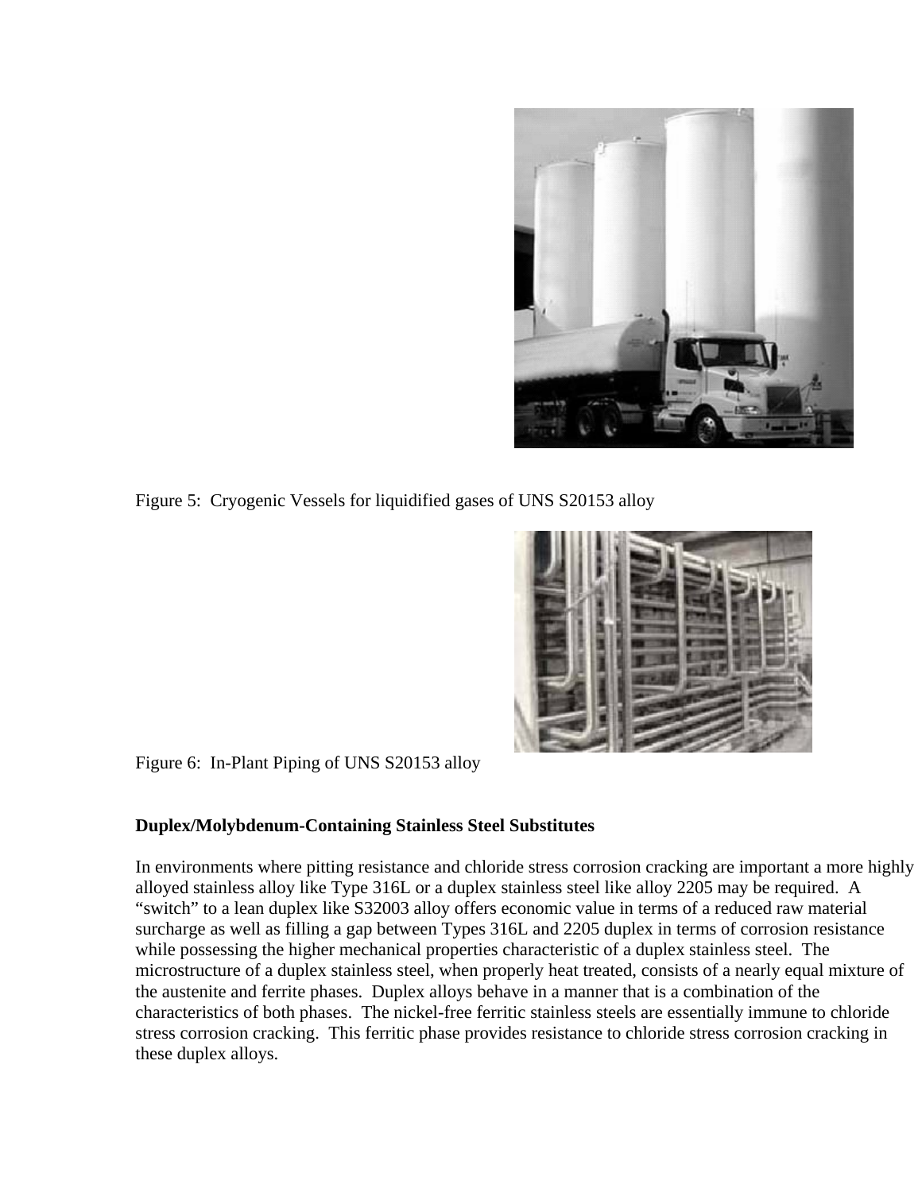Figure 5:  Cryogenic Vessels for liquidified gases of UNS S20153 alloy

Figure 6:  In-Plant Piping of UNS S20153 alloy

**Duplex/Molybdenum-Containing Stainless Steel Substitutes**

In environments where pitting resistance and chloride stress corrosion cracking are important a more highly alloyed stainless alloy like Type 316L or a duplex stainless steel like alloy 2205 may be required.  A "switch" to a lean duplex like S32003 alloy offers economic value in terms of a reduced raw material surcharge as well as filling a gap between Types 316L and 2205 duplex in terms of corrosion resistance while possessing the higher mechanical properties characteristic of a duplex stainless steel.  The microstructure of a duplex stainless steel, when properly heat treated, consists of a nearly equal mixture of the austenite and ferrite phases.  Duplex alloys behave in a manner that is a combination of the characteristics of both phases.  The nickel-free ferritic stainless steels are essentially immune to chloride stress corrosion cracking.  This ferritic phase provides resistance to chloride stress corrosion cracking in these duplex alloys.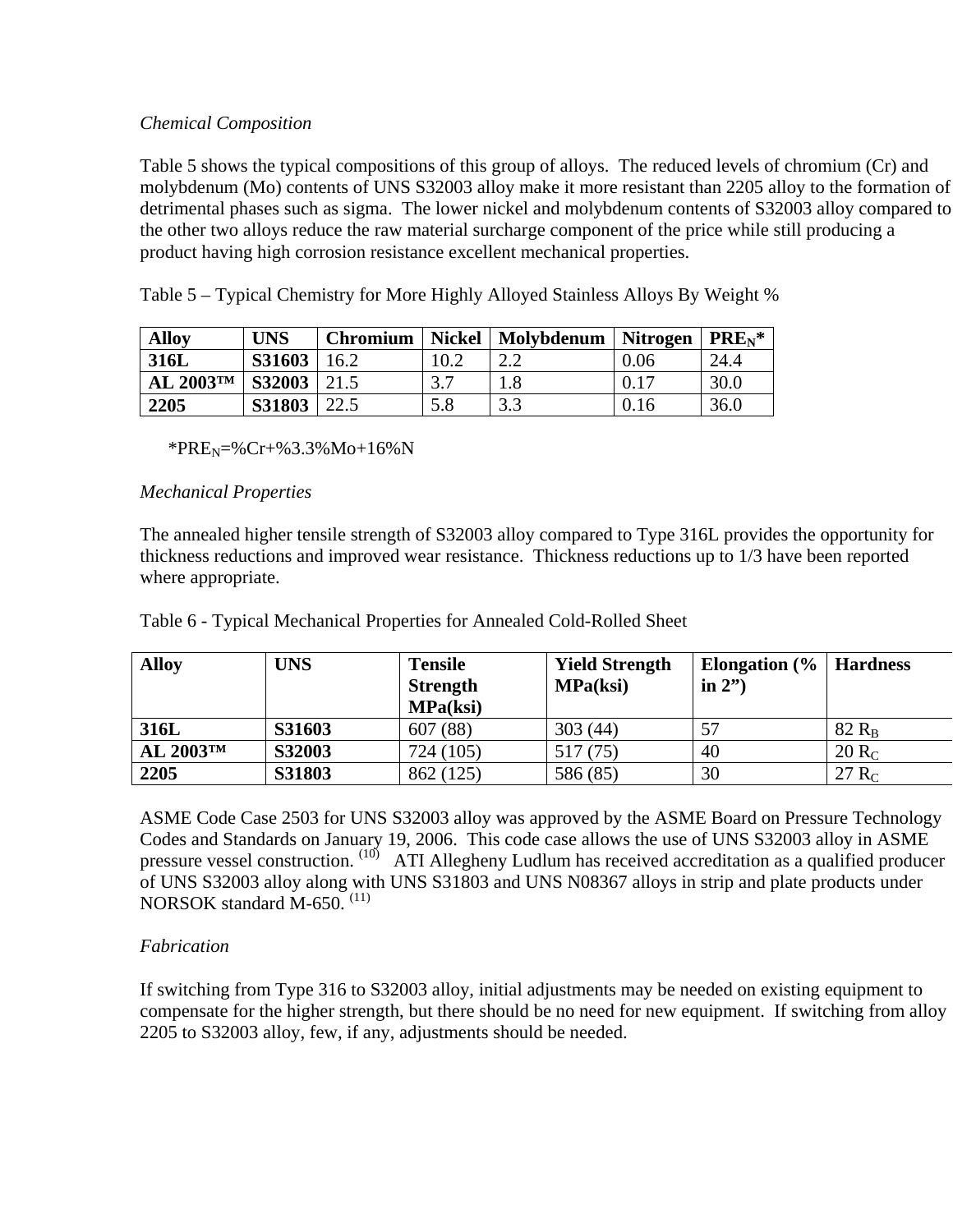*Chemical Composition*

Table 5 shows the typical compositions of this group of alloys. The reduced levels of chromium (Cr) and molybdenum (Mo) contents of UNS S32003 alloy make it more resistant than 2205 alloy to the formation of detrimental phases such as sigma. The lower nickel and molybdenum contents of S32003 alloy compared to the other two alloys reduce the raw material surcharge component of the price while still producing a product having high corrosion resistance excellent mechanical properties.

Table 5 – Typical Chemistry for More Highly Alloyed Stainless Alloys By Weight %

| Alloy | UNS | Chromium | Nickel | Molybdenum | Nitrogen | $PRE_N$* |
|---|---|---|---|---|---|---|
| **316L** | **S31603** | 16.2 | 10.2 | 2.2 | 0.06 | 24.4 |
| **AL 2003™** | **S32003** | 21.5 | 3.7 | 1.8 | 0.17 | 30.0 |
| **2205** | **S31803** | 22.5 | 5.8 | 3.3 | 0.16 | 36.0 |

*$PRE_N$=%Cr+%3.3%Mo+16%N

*Mechanical Properties*

The annealed higher tensile strength of S32003 alloy compared to Type 316L provides the opportunity for thickness reductions and improved wear resistance. Thickness reductions up to 1/3 have been reported where appropriate.

Table 6 - Typical Mechanical Properties for Annealed Cold-Rolled Sheet

| Alloy | UNS | Tensile Strength MPa(ksi) | Yield Strength MPa(ksi) | Elongation (% in 2") | Hardness |
|---|---|---|---|---|---|
| **316L** | **S31603** | 607 (88) | 303 (44) | 57 | 82 $R_B$ |
| **AL 2003™** | **S32003** | 724 (105) | 517 (75) | 40 | 20 $R_C$ |
| **2205** | **S31803** | 862 (125) | 586 (85) | 30 | 27 $R_C$ |

ASME Code Case 2503 for UNS S32003 alloy was approved by the ASME Board on Pressure Technology Codes and Standards on January 19, 2006. This code case allows the use of UNS S32003 alloy in ASME pressure vessel construction. [10] ATI Allegheny Ludlum has received accreditation as a qualified producer of UNS S32003 alloy along with UNS S31803 and UNS N08367 alloys in strip and plate products under NORSOK standard M-650. [11]

*Fabrication*

If switching from Type 316 to S32003 alloy, initial adjustments may be needed on existing equipment to compensate for the higher strength, but there should be no need for new equipment. If switching from alloy 2205 to S32003 alloy, few, if any, adjustments should be needed.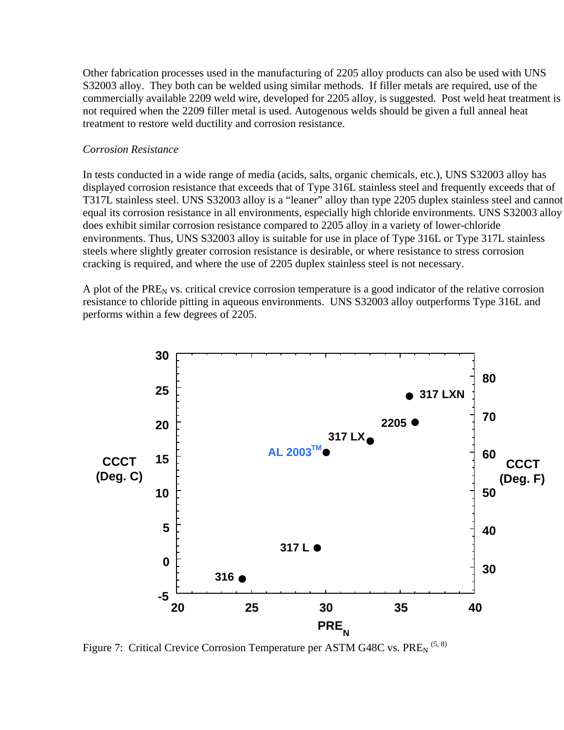Other fabrication processes used in the manufacturing of 2205 alloy products can also be used with UNS S32003 alloy. They both can be welded using similar methods. If filler metals are required, use of the commercially available 2209 weld wire, developed for 2205 alloy, is suggested. Post weld heat treatment is not required when the 2209 filler metal is used. Autogenous welds should be given a full anneal heat treatment to restore weld ductility and corrosion resistance.

*Corrosion Resistance*

In tests conducted in a wide range of media (acids, salts, organic chemicals, etc.), UNS S32003 alloy has displayed corrosion resistance that exceeds that of Type 316L stainless steel and frequently exceeds that of T317L stainless steel. UNS S32003 alloy is a “leaner” alloy than type 2205 duplex stainless steel and cannot equal its corrosion resistance in all environments, especially high chloride environments. UNS S32003 alloy does exhibit similar corrosion resistance compared to 2205 alloy in a variety of lower-chloride environments. Thus, UNS S32003 alloy is suitable for use in place of Type 316L or Type 317L stainless steels where slightly greater corrosion resistance is desirable, or where resistance to stress corrosion cracking is required, and where the use of 2205 duplex stainless steel is not necessary.

A plot of the $PRE_N$ vs. critical crevice corrosion temperature is a good indicator of the relative corrosion resistance to chloride pitting in aqueous environments. UNS S32003 alloy outperforms Type 316L and performs within a few degrees of 2205.

Figure 7: Critical Crevice Corrosion Temperature per ASTM G48C vs. $PRE_N$ [5, 8]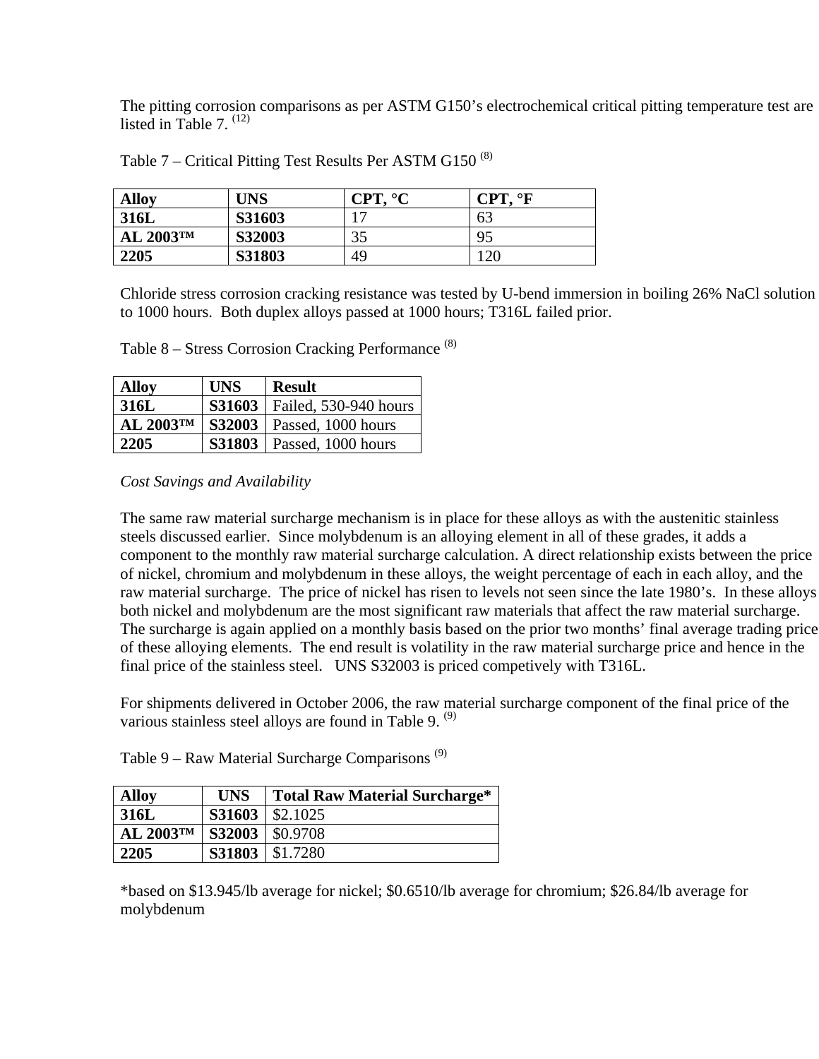The pitting corrosion comparisons as per ASTM G150's electrochemical critical pitting temperature test are listed in Table 7. [12]

Table 7 – Critical Pitting Test Results Per ASTM G150 [8]

| Alloy | UNS | CPT, °C | CPT, °F |
|---|---|---|---|
| **316L** | **S31603** | 17 | 63 |
| **AL 2003™** | **S32003** | 35 | 95 |
| **2205** | **S31803** | 49 | 120 |

Chloride stress corrosion cracking resistance was tested by U-bend immersion in boiling 26% NaCl solution to 1000 hours. Both duplex alloys passed at 1000 hours; T316L failed prior.

Table 8 – Stress Corrosion Cracking Performance [8]

| Alloy | UNS | Result |
|---|---|---|
| **316L** | **S31603** | Failed, 530-940 hours |
| **AL 2003™** | **S32003** | Passed, 1000 hours |
| **2205** | **S31803** | Passed, 1000 hours |

*Cost Savings and Availability*

The same raw material surcharge mechanism is in place for these alloys as with the austenitic stainless steels discussed earlier. Since molybdenum is an alloying element in all of these grades, it adds a component to the monthly raw material surcharge calculation. A direct relationship exists between the price of nickel, chromium and molybdenum in these alloys, the weight percentage of each in each alloy, and the raw material surcharge. The price of nickel has risen to levels not seen since the late 1980's. In these alloys both nickel and molybdenum are the most significant raw materials that affect the raw material surcharge. The surcharge is again applied on a monthly basis based on the prior two months' final average trading price of these alloying elements. The end result is volatility in the raw material surcharge price and hence in the final price of the stainless steel. UNS S32003 is priced competively with T316L.

For shipments delivered in October 2006, the raw material surcharge component of the final price of the various stainless steel alloys are found in Table 9. [9]

Table 9 – Raw Material Surcharge Comparisons [9]

| Alloy | UNS | Total Raw Material Surcharge* |
|---|---|---|
| **316L** | **S31603** | $2.1025 |
| **AL 2003™** | **S32003** | $0.9708 |
| **2205** | **S31803** | $1.7280 |

*based on $13.945/lb average for nickel; $0.6510/lb average for chromium; $26.84/lb average for molybdenum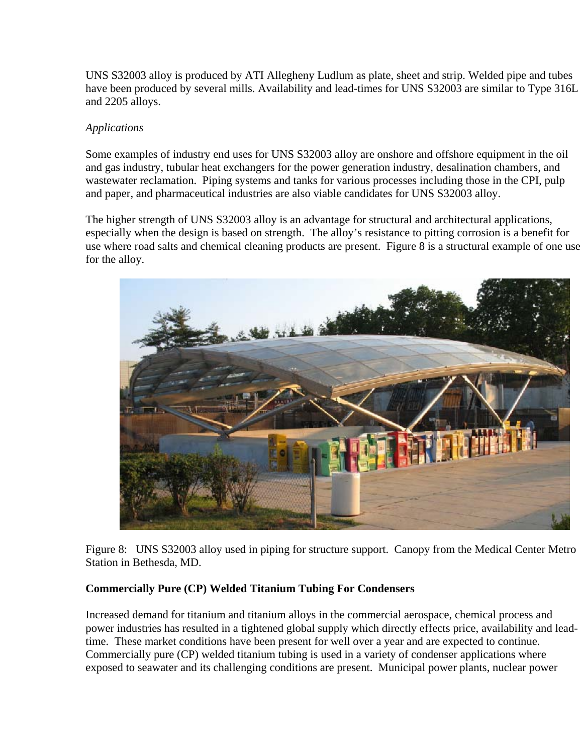UNS S32003 alloy is produced by ATI Allegheny Ludlum as plate, sheet and strip. Welded pipe and tubes have been produced by several mills. Availability and lead-times for UNS S32003 are similar to Type 316L and 2205 alloys.

*Applications*

Some examples of industry end uses for UNS S32003 alloy are onshore and offshore equipment in the oil and gas industry, tubular heat exchangers for the power generation industry, desalination chambers, and wastewater reclamation. Piping systems and tanks for various processes including those in the CPI, pulp and paper, and pharmaceutical industries are also viable candidates for UNS S32003 alloy.

The higher strength of UNS S32003 alloy is an advantage for structural and architectural applications, especially when the design is based on strength. The alloy's resistance to pitting corrosion is a benefit for use where road salts and chemical cleaning products are present. Figure 8 is a structural example of one use for the alloy.

Figure 8: UNS S32003 alloy used in piping for structure support. Canopy from the Medical Center Metro Station in Bethesda, MD.

**Commercially Pure (CP) Welded Titanium Tubing For Condensers**

Increased demand for titanium and titanium alloys in the commercial aerospace, chemical process and power industries has resulted in a tightened global supply which directly effects price, availability and lead-time. These market conditions have been present for well over a year and are expected to continue. Commercially pure (CP) welded titanium tubing is used in a variety of condenser applications where exposed to seawater and its challenging conditions are present. Municipal power plants, nuclear power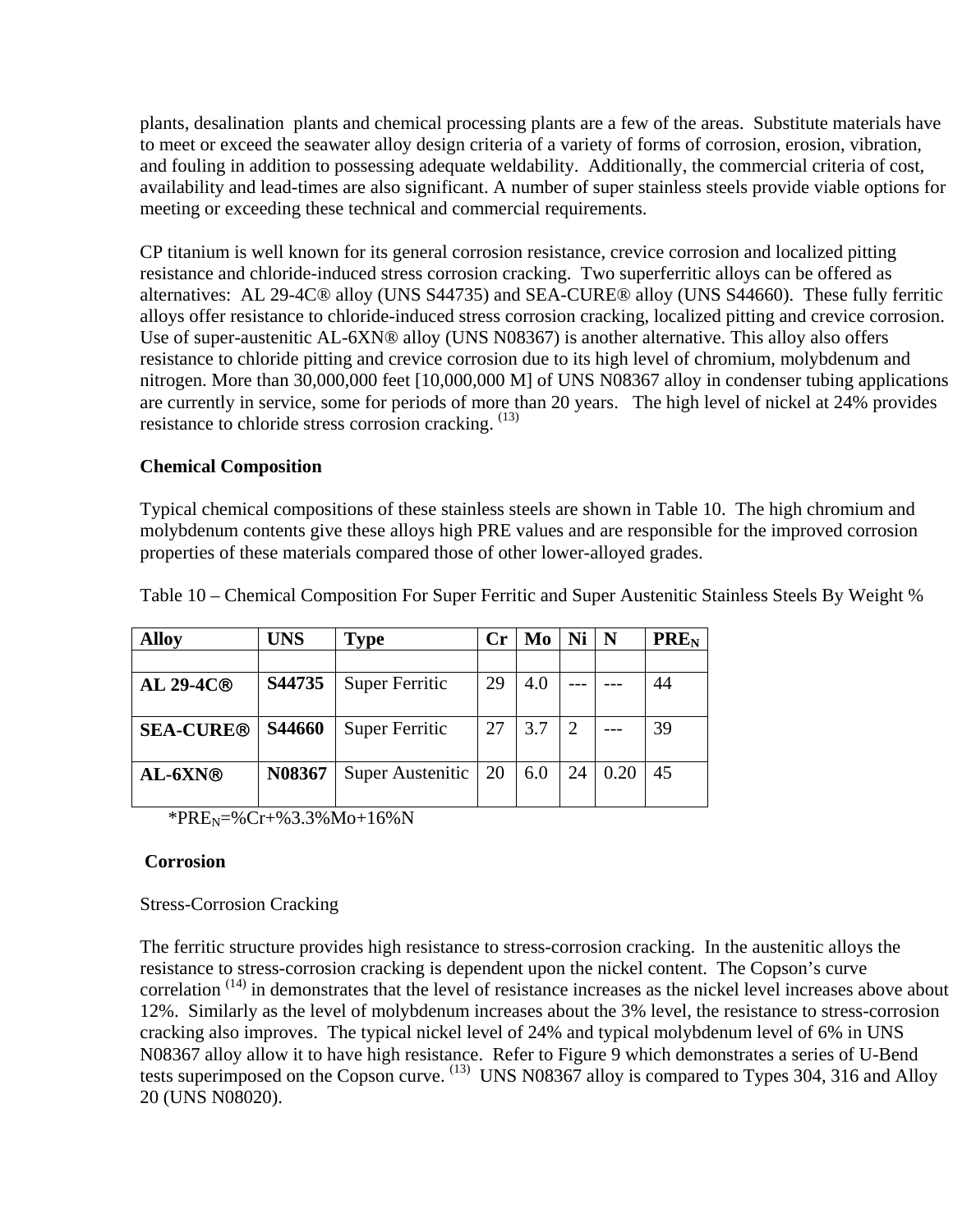plants, desalination plants and chemical processing plants are a few of the areas. Substitute materials have to meet or exceed the seawater alloy design criteria of a variety of forms of corrosion, erosion, vibration, and fouling in addition to possessing adequate weldability. Additionally, the commercial criteria of cost, availability and lead-times are also significant. A number of super stainless steels provide viable options for meeting or exceeding these technical and commercial requirements.

CP titanium is well known for its general corrosion resistance, crevice corrosion and localized pitting resistance and chloride-induced stress corrosion cracking. Two superferritic alloys can be offered as alternatives: AL 29-4C® alloy (UNS S44735) and SEA-CURE® alloy (UNS S44660). These fully ferritic alloys offer resistance to chloride-induced stress corrosion cracking, localized pitting and crevice corrosion. Use of super-austenitic AL-6XN® alloy (UNS N08367) is another alternative. This alloy also offers resistance to chloride pitting and crevice corrosion due to its high level of chromium, molybdenum and nitrogen. More than 30,000,000 feet [10,000,000 M] of UNS N08367 alloy in condenser tubing applications are currently in service, some for periods of more than 20 years. The high level of nickel at 24% provides resistance to chloride stress corrosion cracking. [13]

**Chemical Composition**

Typical chemical compositions of these stainless steels are shown in Table 10. The high chromium and molybdenum contents give these alloys high PRE values and are responsible for the improved corrosion properties of these materials compared those of other lower-alloyed grades.

Table 10 – Chemical Composition For Super Ferritic and Super Austenitic Stainless Steels By Weight %

| Alloy | UNS | Type | Cr | Mo | Ni | N | $PRE_N$ |
|---|---|---|---|---|---|---|---|
| | | | | | | | |
| **AL 29-4C®** | **S44735** | Super Ferritic | 29 | 4.0 | --- | --- | 44 |
| **SEA-CURE®** | **S44660** | Super Ferritic | 27 | 3.7 | 2 | --- | 39 |
| **AL-6XN®** | **N08367** | Super Austenitic | 20 | 6.0 | 24 | 0.20 | 45 |

*$PRE_N$=%Cr+%3.3%Mo+16%N

**Corrosion**

Stress-Corrosion Cracking

The ferritic structure provides high resistance to stress-corrosion cracking. In the austenitic alloys the resistance to stress-corrosion cracking is dependent upon the nickel content. The Copson's curve correlation [14] in demonstrates that the level of resistance increases as the nickel level increases above about 12%. Similarly as the level of molybdenum increases about the 3% level, the resistance to stress-corrosion cracking also improves. The typical nickel level of 24% and typical molybdenum level of 6% in UNS N08367 alloy allow it to have high resistance. Refer to Figure 9 which demonstrates a series of U-Bend tests superimposed on the Copson curve. [13] UNS N08367 alloy is compared to Types 304, 316 and Alloy 20 (UNS N08020).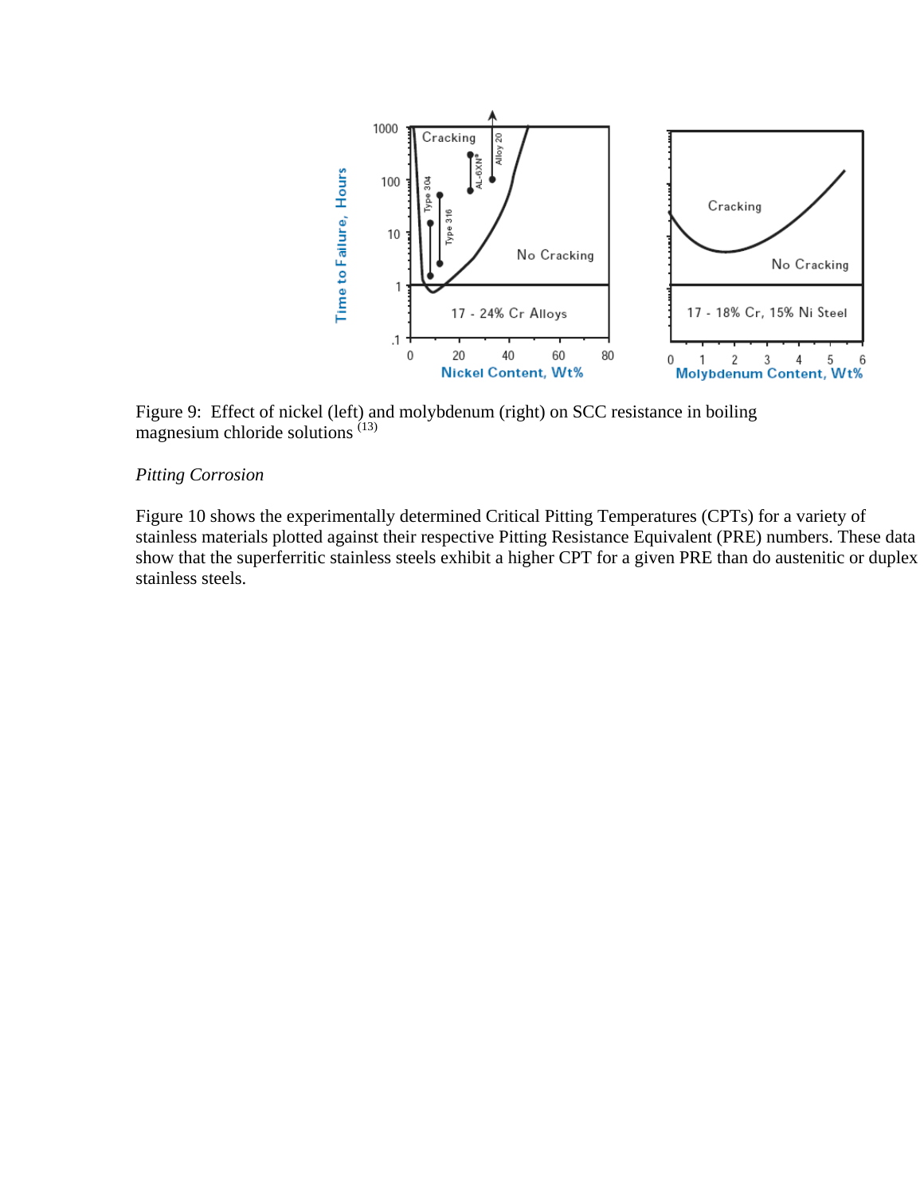Figure 9: Effect of nickel (left) and molybdenum (right) on SCC resistance in boiling magnesium chloride solutions [13]

*Pitting Corrosion*

Figure 10 shows the experimentally determined Critical Pitting Temperatures (CPTs) for a variety of stainless materials plotted against their respective Pitting Resistance Equivalent (PRE) numbers. These data show that the superferritic stainless steels exhibit a higher CPT for a given PRE than do austenitic or duplex stainless steels.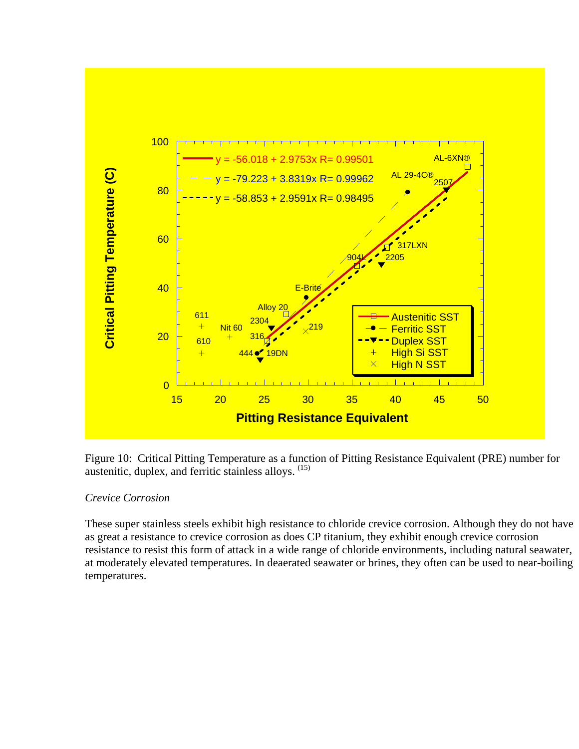Figure 10: Critical Pitting Temperature as a function of Pitting Resistance Equivalent (PRE) number for austenitic, duplex, and ferritic stainless alloys. [15]

*Crevice Corrosion*

These super stainless steels exhibit high resistance to chloride crevice corrosion. Although they do not have as great a resistance to crevice corrosion as does CP titanium, they exhibit enough crevice corrosion resistance to resist this form of attack in a wide range of chloride environments, including natural seawater, at moderately elevated temperatures. In deaerated seawater or brines, they often can be used to near-boiling temperatures.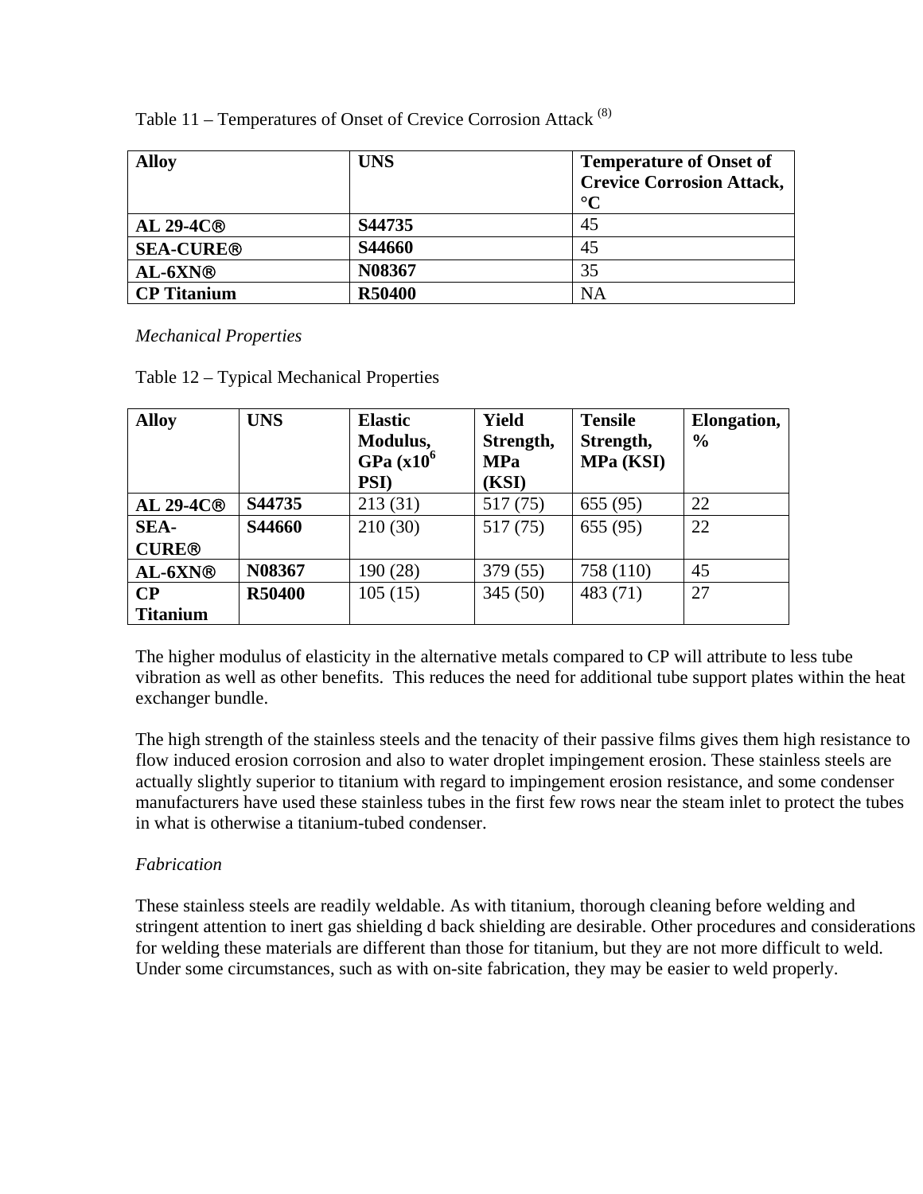Table 11 – Temperatures of Onset of Crevice Corrosion Attack [8]

| Alloy | UNS | Temperature of Onset of Crevice Corrosion Attack, °C |
|---|---|---|
| **AL 29-4C®** | **S44735** | 45 |
| **SEA-CURE®** | **S44660** | 45 |
| **AL-6XN®** | **N08367** | 35 |
| **CP Titanium** | **R50400** | NA |

*Mechanical Properties*

Table 12 – Typical Mechanical Properties

| Alloy | UNS | Elastic Modulus, GPa (x$10^6$ PSI) | Yield Strength, MPa (KSI) | Tensile Strength, MPa (KSI) | Elongation, % |
|---|---|---|---|---|---|
| **AL 29-4C®** | **S44735** | 213 (31) | 517 (75) | 655 (95) | 22 |
| **SEA-CURE®** | **S44660** | 210 (30) | 517 (75) | 655 (95) | 22 |
| **AL-6XN®** | **N08367** | 190 (28) | 379 (55) | 758 (110) | 45 |
| **CP Titanium** | **R50400** | 105 (15) | 345 (50) | 483 (71) | 27 |

The higher modulus of elasticity in the alternative metals compared to CP will attribute to less tube vibration as well as other benefits. This reduces the need for additional tube support plates within the heat exchanger bundle.

The high strength of the stainless steels and the tenacity of their passive films gives them high resistance to flow induced erosion corrosion and also to water droplet impingement erosion. These stainless steels are actually slightly superior to titanium with regard to impingement erosion resistance, and some condenser manufacturers have used these stainless tubes in the first few rows near the steam inlet to protect the tubes in what is otherwise a titanium-tubed condenser.

*Fabrication*

These stainless steels are readily weldable. As with titanium, thorough cleaning before welding and stringent attention to inert gas shielding d back shielding are desirable. Other procedures and considerations for welding these materials are different than those for titanium, but they are not more difficult to weld. Under some circumstances, such as with on-site fabrication, they may be easier to weld properly.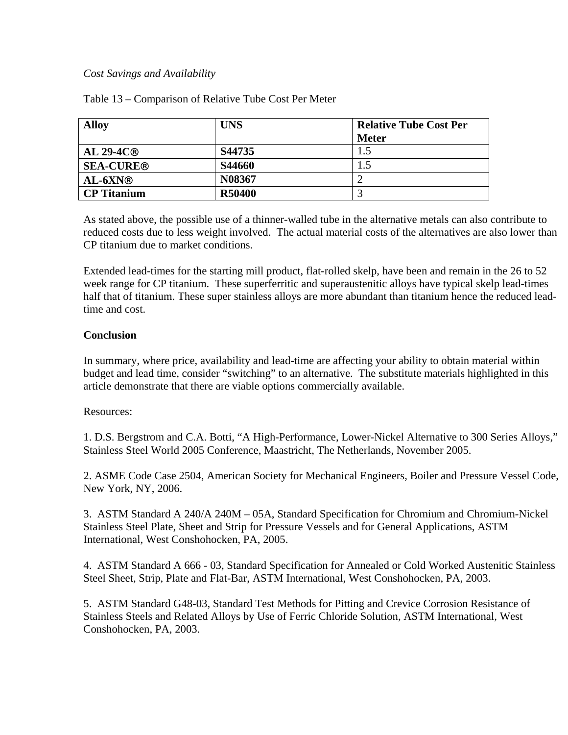*Cost Savings and Availability*

Table 13 – Comparison of Relative Tube Cost Per Meter

| Alloy | UNS | Relative Tube Cost Per Meter |
|---|---|---|
| **AL 29-4C®** | **S44735** | 1.5 |
| **SEA-CURE®** | **S44660** | 1.5 |
| **AL-6XN®** | **N08367** | 2 |
| **CP Titanium** | **R50400** | 3 |

As stated above, the possible use of a thinner-walled tube in the alternative metals can also contribute to reduced costs due to less weight involved. The actual material costs of the alternatives are also lower than CP titanium due to market conditions.

Extended lead-times for the starting mill product, flat-rolled skelp, have been and remain in the 26 to 52 week range for CP titanium. These superferritic and superaustenitic alloys have typical skelp lead-times half that of titanium. These super stainless alloys are more abundant than titanium hence the reduced lead-time and cost.

**Conclusion**

In summary, where price, availability and lead-time are affecting your ability to obtain material within budget and lead time, consider "switching" to an alternative. The substitute materials highlighted in this article demonstrate that there are viable options commercially available.

Resources:

1. D.S. Bergstrom and C.A. Botti, "A High-Performance, Lower-Nickel Alternative to 300 Series Alloys," Stainless Steel World 2005 Conference, Maastricht, The Netherlands, November 2005.

2. ASME Code Case 2504, American Society for Mechanical Engineers, Boiler and Pressure Vessel Code, New York, NY, 2006.

3. ASTM Standard A 240/A 240M – 05A, Standard Specification for Chromium and Chromium-Nickel Stainless Steel Plate, Sheet and Strip for Pressure Vessels and for General Applications, ASTM International, West Conshohocken, PA, 2005.

4. ASTM Standard A 666 - 03, Standard Specification for Annealed or Cold Worked Austenitic Stainless Steel Sheet, Strip, Plate and Flat-Bar, ASTM International, West Conshohocken, PA, 2003.

5. ASTM Standard G48-03, Standard Test Methods for Pitting and Crevice Corrosion Resistance of Stainless Steels and Related Alloys by Use of Ferric Chloride Solution, ASTM International, West Conshohocken, PA, 2003.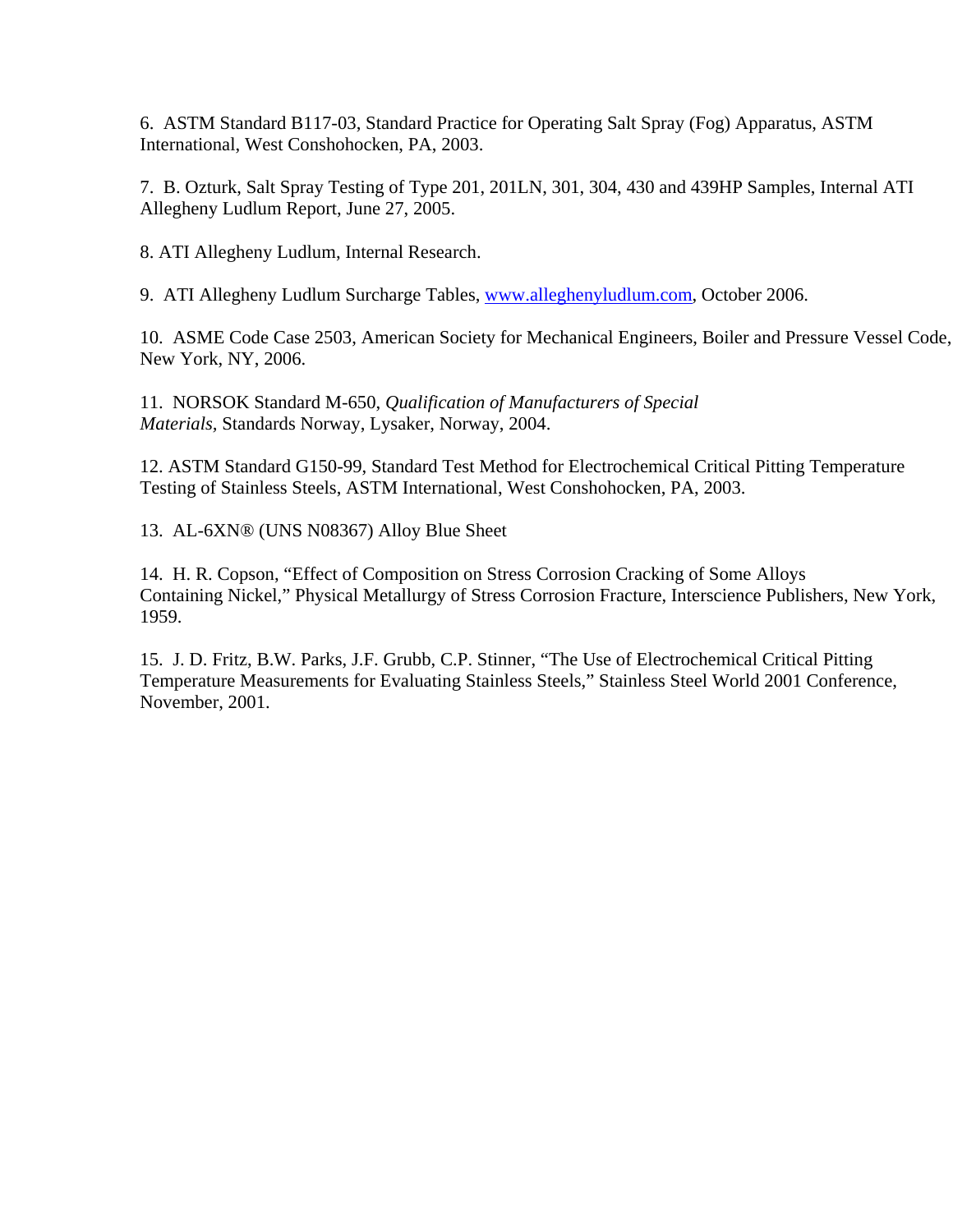6. ASTM Standard B117-03, Standard Practice for Operating Salt Spray (Fog) Apparatus, ASTM International, West Conshohocken, PA, 2003.

7. B. Ozturk, Salt Spray Testing of Type 201, 201LN, 301, 304, 430 and 439HP Samples, Internal ATI Allegheny Ludlum Report, June 27, 2005.

8. ATI Allegheny Ludlum, Internal Research.

9. ATI Allegheny Ludlum Surcharge Tables, www.alleghenyludlum.com, October 2006.

10. ASME Code Case 2503, American Society for Mechanical Engineers, Boiler and Pressure Vessel Code, New York, NY, 2006.

11. NORSOK Standard M-650, *Qualification of Manufacturers of Special Materials*, Standards Norway, Lysaker, Norway, 2004.

12. ASTM Standard G150-99, Standard Test Method for Electrochemical Critical Pitting Temperature Testing of Stainless Steels, ASTM International, West Conshohocken, PA, 2003.

13. AL-6XN® (UNS N08367) Alloy Blue Sheet

14. H. R. Copson, "Effect of Composition on Stress Corrosion Cracking of Some Alloys Containing Nickel," Physical Metallurgy of Stress Corrosion Fracture, Interscience Publishers, New York, 1959.

15. J. D. Fritz, B.W. Parks, J.F. Grubb, C.P. Stinner, "The Use of Electrochemical Critical Pitting Temperature Measurements for Evaluating Stainless Steels," Stainless Steel World 2001 Conference, November, 2001.